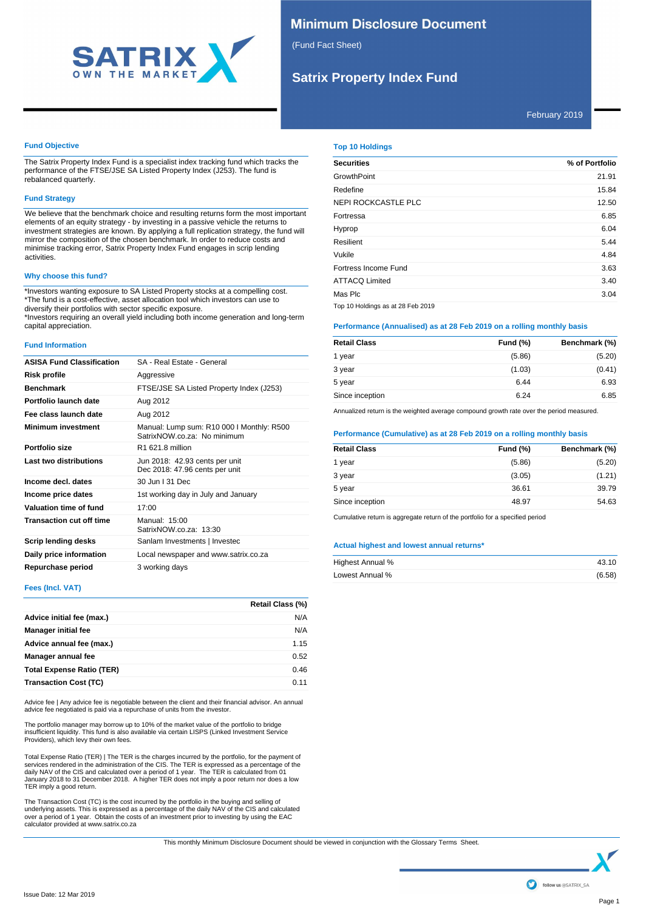# Minimum Disclosure Document

(Fund Fact Sheet)

## Satrix Property Index Fund

February 2019

### Fund Objective

The Satrix Property Index Fund is a specialist index tracking fund which tracks the performance of the FTSE/JSE SA Listed Property Index (J253). The fund is rebalanced quarterly.

### Fund Strategy

We believe that the benchmark choice and resulting returns form the most important elements of an equity strategy - by investing in a passive vehicle the returns to investment strategies are known. By applying a full replication strategy, the fund will mirror the composition of the chosen benchmark. In order to reduce costs and minimise tracking error, Satrix Property Index Fund engages in scrip lending activities.

### Why choose this fund?

*Investors wanting exposure to SA Listed Property stocks at a compelling cost.
*The fund is a cost-effective, asset allocation tool which investors can use to diversify their portfolios with sector specific exposure.
*Investors requiring an overall yield including both income generation and long-term capital appreciation.

### Fund Information

| | |
|---|---|
| **ASISA Fund Classification** | SA - Real Estate - General |
| **Risk profile** | Aggressive |
| **Benchmark** | FTSE/JSE SA Listed Property Index (J253) |
| **Portfolio launch date** | Aug 2012 |
| **Fee class launch date** | Aug 2012 |
| **Minimum investment** | Manual: Lump sum: R10 000 I Monthly: R500 SatrixNOW.co.za: No minimum |
| **Portfolio size** | R1 621.8 million |
| **Last two distributions** | Jun 2018: 42.93 cents per unit Dec 2018: 47.96 cents per unit |
| **Income decl. dates** | 30 Jun I 31 Dec |
| **Income price dates** | 1st working day in July and January |
| **Valuation time of fund** | 17:00 |
| **Transaction cut off time** | Manual: 15:00 SatrixNOW.co.za: 13:30 |
| **Scrip lending desks** | Sanlam Investments \| Investec |
| **Daily price information** | Local newspaper and www.satrix.co.za |
| **Repurchase period** | 3 working days |

### Fees (Incl. VAT)

| | Retail Class (%) |
|---|---|
| **Advice initial fee (max.)** | N/A |
| **Manager initial fee** | N/A |
| **Advice annual fee (max.)** | 1.15 |
| **Manager annual fee** | 0.52 |
| **Total Expense Ratio (TER)** | 0.46 |
| **Transaction Cost (TC)** | 0.11 |

Advice fee | Any advice fee is negotiable between the client and their financial advisor. An annual advice fee negotiated is paid via a repurchase of units from the investor.

The portfolio manager may borrow up to 10% of the market value of the portfolio to bridge insufficient liquidity. This fund is also available via certain LISPS (Linked Investment Service Providers), which levy their own fees.

Total Expense Ratio (TER) | The TER is the charges incurred by the portfolio, for the payment of services rendered in the administration of the CIS. The TER is expressed as a percentage of the daily NAV of the CIS and calculated over a period of 1 year. The TER is calculated from 01 January 2018 to 31 December 2018. A higher TER does not imply a poor return nor does a low TER imply a good return.

The Transaction Cost (TC) is the cost incurred by the portfolio in the buying and selling of underlying assets. This is expressed as a percentage of the daily NAV of the CIS and calculated over a period of 1 year. Obtain the costs of an investment prior to investing by using the EAC calculator provided at www.satrix.co.za

### Top 10 Holdings

| Securities | % of Portfolio |
|---|---|
| GrowthPoint | 21.91 |
| Redefine | 15.84 |
| NEPI ROCKCASTLE PLC | 12.50 |
| Fortressa | 6.85 |
| Hyprop | 6.04 |
| Resilient | 5.44 |
| Vukile | 4.84 |
| Fortress Income Fund | 3.63 |
| ATTACQ Limited | 3.40 |
| Mas Plc | 3.04 |

Top 10 Holdings as at 28 Feb 2019

### Performance (Annualised) as at 28 Feb 2019 on a rolling monthly basis

| Retail Class | Fund (%) | Benchmark (%) |
|---|---|---|
| 1 year | (5.86) | (5.20) |
| 3 year | (1.03) | (0.41) |
| 5 year | 6.44 | 6.93 |
| Since inception | 6.24 | 6.85 |

Annualized return is the weighted average compound growth rate over the period measured.

### Performance (Cumulative) as at 28 Feb 2019 on a rolling monthly basis

| Retail Class | Fund (%) | Benchmark (%) |
|---|---|---|
| 1 year | (5.86) | (5.20) |
| 3 year | (3.05) | (1.21) |
| 5 year | 36.61 | 39.79 |
| Since inception | 48.97 | 54.63 |

Cumulative return is aggregate return of the portfolio for a specified period

### Actual highest and lowest annual returns*

| | |
|---|---|
| Highest Annual % | 43.10 |
| Lowest Annual % | (6.58) |

This monthly Minimum Disclosure Document should be viewed in conjunction with the Glossary Terms Sheet.

Issue Date: 12 Mar 2019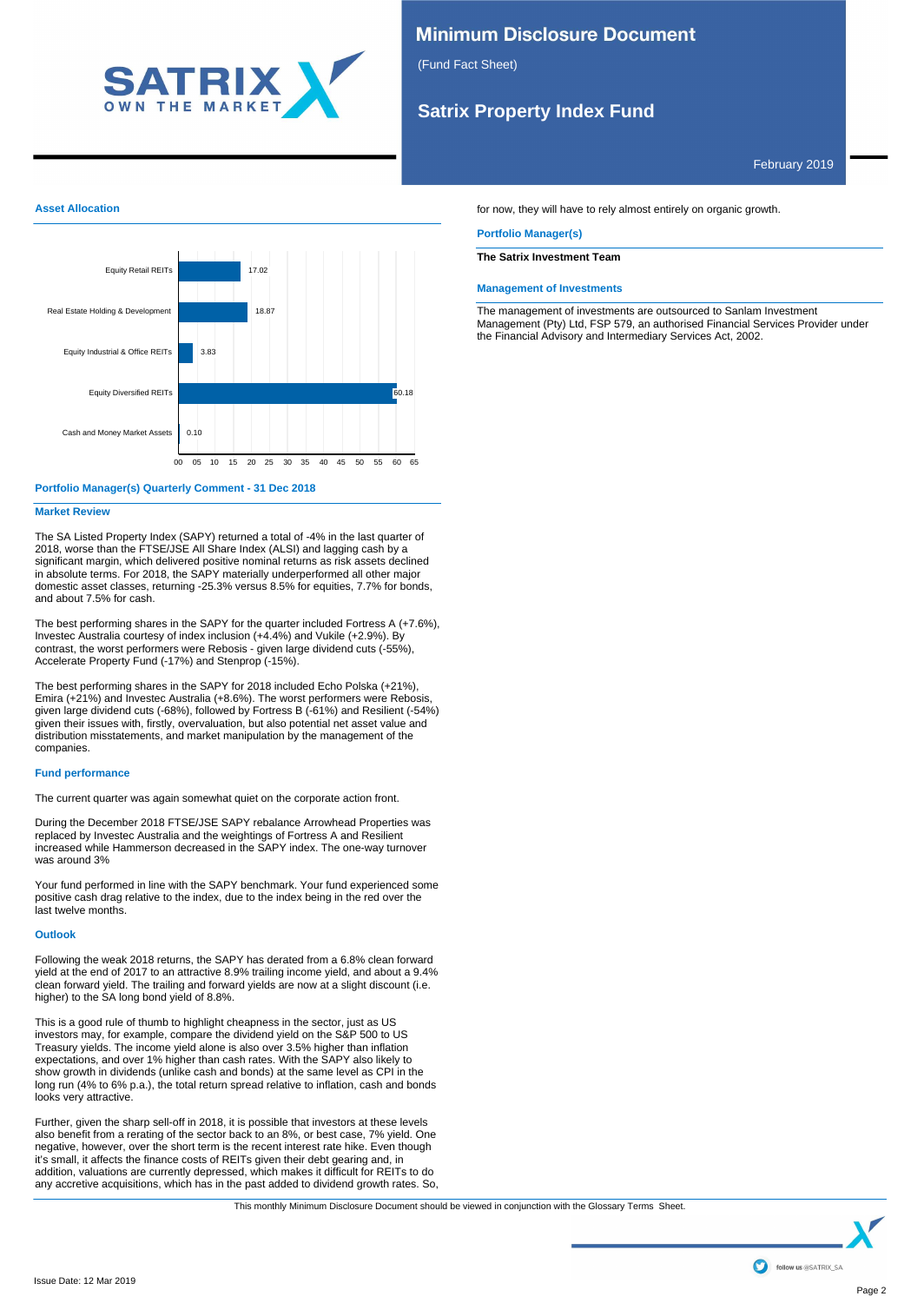## Asset Allocation

| Asset | % |
|---|---|
| Equity Retail REITs | 17.02 |
| Real Estate Holding & Development | 18.87 |
| Equity Industrial & Office REITs | 3.83 |
| Equity Diversified REITs | 60.18 |
| Cash and Money Market Assets | 0.10 |

## Portfolio Manager(s) Quarterly Comment - 31 Dec 2018

### Market Review

The SA Listed Property Index (SAPY) returned a total of -4% in the last quarter of 2018, worse than the FTSE/JSE All Share Index (ALSI) and lagging cash by a significant margin, which delivered positive nominal returns as risk assets declined in absolute terms. For 2018, the SAPY materially underperformed all other major domestic asset classes, returning -25.3% versus 8.5% for equities, 7.7% for bonds, and about 7.5% for cash.

The best performing shares in the SAPY for the quarter included Fortress A (+7.6%), Investec Australia courtesy of index inclusion (+4.4%) and Vukile (+2.9%). By contrast, the worst performers were Rebosis - given large dividend cuts (-55%), Accelerate Property Fund (-17%) and Stenprop (-15%).

The best performing shares in the SAPY for 2018 included Echo Polska (+21%), Emira (+21%) and Investec Australia (+8.6%). The worst performers were Rebosis, given large dividend cuts (-68%), followed by Fortress B (-61%) and Resilient (-54%) given their issues with, firstly, overvaluation, but also potential net asset value and distribution misstatements, and market manipulation by the management of the companies.

### Fund performance

The current quarter was again somewhat quiet on the corporate action front.

During the December 2018 FTSE/JSE SAPY rebalance Arrowhead Properties was replaced by Investec Australia and the weightings of Fortress A and Resilient increased while Hammerson decreased in the SAPY index. The one-way turnover was around 3%

Your fund performed in line with the SAPY benchmark. Your fund experienced some positive cash drag relative to the index, due to the index being in the red over the last twelve months.

### Outlook

Following the weak 2018 returns, the SAPY has derated from a 6.8% clean forward yield at the end of 2017 to an attractive 8.9% trailing income yield, and about a 9.4% clean forward yield. The trailing and forward yields are now at a slight discount (i.e. higher) to the SA long bond yield of 8.8%.

This is a good rule of thumb to highlight cheapness in the sector, just as US investors may, for example, compare the dividend yield on the S&P 500 to US Treasury yields. The income yield alone is also over 3.5% higher than inflation expectations, and over 1% higher than cash rates. With the SAPY also likely to show growth in dividends (unlike cash and bonds) at the same level as CPI in the long run (4% to 6% p.a.), the total return spread relative to inflation, cash and bonds looks very attractive.

Further, given the sharp sell-off in 2018, it is possible that investors at these levels also benefit from a rerating of the sector back to an 8%, or best case, 7% yield. One negative, however, over the short term is the recent interest rate hike. Even though it's small, it affects the finance costs of REITs given their debt gearing and, in addition, valuations are currently depressed, which makes it difficult for REITs to do any accretive acquisitions, which has in the past added to dividend growth rates. So, for now, they will have to rely almost entirely on organic growth.

## Portfolio Manager(s)

**The Satrix Investment Team**

## Management of Investments

The management of investments are outsourced to Sanlam Investment Management (Pty) Ltd, FSP 579, an authorised Financial Services Provider under the Financial Advisory and Intermediary Services Act, 2002.

This monthly Minimum Disclosure Document should be viewed in conjunction with the Glossary Terms Sheet.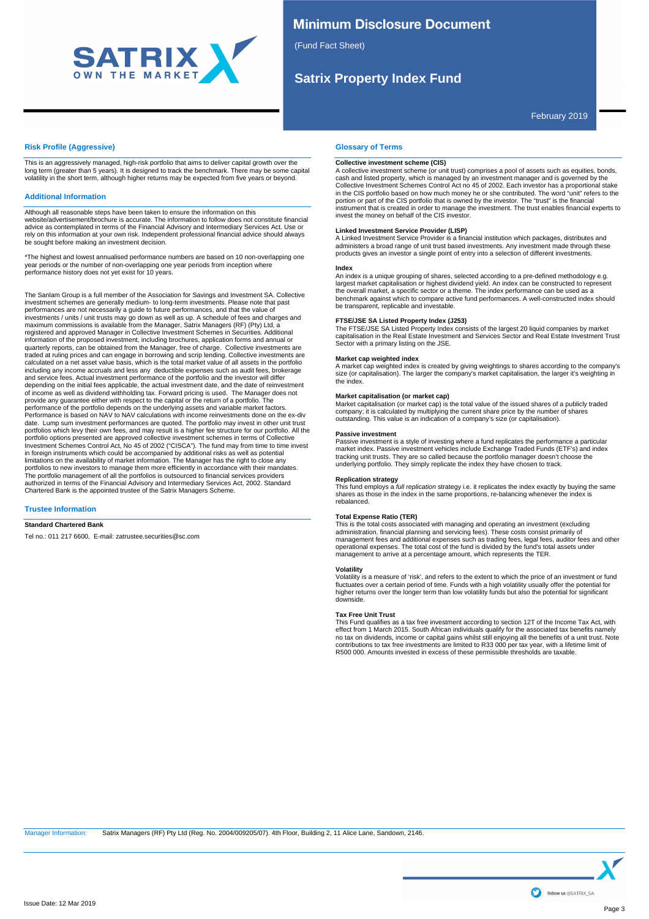# Minimum Disclosure Document

(Fund Fact Sheet)

## Satrix Property Index Fund

February 2019

### Risk Profile (Aggressive)

This is an aggressively managed, high-risk portfolio that aims to deliver capital growth over the long term (greater than 5 years). It is designed to track the benchmark. There may be some capital volatility in the short term, although higher returns may be expected from five years or beyond.

### Additional Information

Although all reasonable steps have been taken to ensure the information on this website/advertisement/brochure is accurate. The information to follow does not constitute financial advice as contemplated in terms of the Financial Advisory and Intermediary Services Act. Use or rely on this information at your own risk. Independent professional financial advice should always be sought before making an investment decision.

*The highest and lowest annualised performance numbers are based on 10 non-overlapping one year periods or the number of non-overlapping one year periods from inception where performance history does not yet exist for 10 years.

The Sanlam Group is a full member of the Association for Savings and Investment SA. Collective investment schemes are generally medium- to long-term investments. Please note that past performances are not necessarily a guide to future performances, and that the value of investments / units / unit trusts may go down as well as up. A schedule of fees and charges and maximum commissions is available from the Manager, Satrix Managers (RF) (Pty) Ltd, a registered and approved Manager in Collective Investment Schemes in Securities. Additional information of the proposed investment, including brochures, application forms and annual or quarterly reports, can be obtained from the Manager, free of charge. Collective investments are traded at ruling prices and can engage in borrowing and scrip lending. Collective investments are calculated on a net asset value basis, which is the total market value of all assets in the portfolio including any income accruals and less any deductible expenses such as audit fees, brokerage and service fees. Actual investment performance of the portfolio and the investor will differ depending on the initial fees applicable, the actual investment date, and the date of reinvestment of income as well as dividend withholding tax. Forward pricing is used. The Manager does not provide any guarantee either with respect to the capital or the return of a portfolio. The performance of the portfolio depends on the underlying assets and variable market factors. Performance is based on NAV to NAV calculations with income reinvestments done on the ex-div date. Lump sum investment performances are quoted. The portfolio may invest in other unit trust portfolios which levy their own fees, and may result is a higher fee structure for our portfolio. All the portfolio options presented are approved collective investment schemes in terms of Collective Investment Schemes Control Act, No 45 of 2002 ("CISCA"). The fund may from time to time invest in foreign instruments which could be accompanied by additional risks as well as potential limitations on the availability of market information. The Manager has the right to close any portfolios to new investors to manage them more efficiently in accordance with their mandates. The portfolio management of all the portfolios is outsourced to financial services providers authorized in terms of the Financial Advisory and Intermediary Services Act, 2002. Standard Chartered Bank is the appointed trustee of the Satrix Managers Scheme.

### Trustee Information

**Standard Chartered Bank**

Tel no.: 011 217 6600, E-mail: zatrustee.securities@sc.com

### Glossary of Terms

**Collective investment scheme (CIS)**
A collective investment scheme (or unit trust) comprises a pool of assets such as equities, bonds, cash and listed property, which is managed by an investment manager and is governed by the Collective Investment Schemes Control Act no 45 of 2002. Each investor has a proportional stake in the CIS portfolio based on how much money he or she contributed. The word "unit" refers to the portion or part of the CIS portfolio that is owned by the investor. The "trust" is the financial instrument that is created in order to manage the investment. The trust enables financial experts to invest the money on behalf of the CIS investor.

**Linked Investment Service Provider (LISP)**
A Linked Investment Service Provider is a financial institution which packages, distributes and administers a broad range of unit trust based investments. Any investment made through these products gives an investor a single point of entry into a selection of different investments.

**Index**
An index is a unique grouping of shares, selected according to a pre-defined methodology e.g. largest market capitalisation or highest dividend yield. An index can be constructed to represent the overall market, a specific sector or a theme. The index performance can be used as a benchmark against which to compare active fund performances. A well-constructed index should be transparent, replicable and investable.

**FTSE/JSE SA Listed Property Index (J253)**
The FTSE/JSE SA Listed Property Index consists of the largest 20 liquid companies by market capitalisation in the Real Estate Investment and Services Sector and Real Estate Investment Trust Sector with a primary listing on the JSE.

**Market cap weighted index**
A market cap weighted index is created by giving weightings to shares according to the company's size (or capitalisation). The larger the company's market capitalisation, the larger it's weighting in the index.

**Market capitalisation (or market cap)**
Market capitalisation (or market cap) is the total value of the issued shares of a publicly traded company; it is calculated by multiplying the current share price by the number of shares outstanding. This value is an indication of a company's size (or capitalisation).

**Passive investment**
Passive investment is a style of investing where a fund replicates the performance a particular market index. Passive investment vehicles include Exchange Traded Funds (ETF's) and index tracking unit trusts. They are so called because the portfolio manager doesn't choose the underlying portfolio. They simply replicate the index they have chosen to track.

**Replication strategy**
This fund employs a *full replication* strategy i.e. it replicates the index exactly by buying the same shares as those in the index in the same proportions, re-balancing whenever the index is rebalanced.

**Total Expense Ratio (TER)**
This is the total costs associated with managing and operating an investment (excluding administration, financial planning and servicing fees). These costs consist primarily of management fees and additional expenses such as trading fees, legal fees, auditor fees and other operational expenses. The total cost of the fund is divided by the fund's total assets under management to arrive at a percentage amount, which represents the TER.

**Volatility**
Volatility is a measure of 'risk', and refers to the extent to which the price of an investment or fund fluctuates over a certain period of time. Funds with a high volatility usually offer the potential for higher returns over the longer term than low volatility funds but also the potential for significant downside.

**Tax Free Unit Trust**
This Fund qualifies as a tax free investment according to section 12T of the Income Tax Act, with effect from 1 March 2015. South African individuals qualify for the associated tax benefits namely no tax on dividends, income or capital gains whilst still enjoying all the benefits of a unit trust. Note contributions to tax free investments are limited to R33 000 per tax year, with a lifetime limit of R500 000. Amounts invested in excess of these permissible thresholds are taxable.

Manager Information: Satrix Managers (RF) Pty Ltd (Reg. No. 2004/009205/07). 4th Floor, Building 2, 11 Alice Lane, Sandown, 2146.

Issue Date: 12 Mar 2019